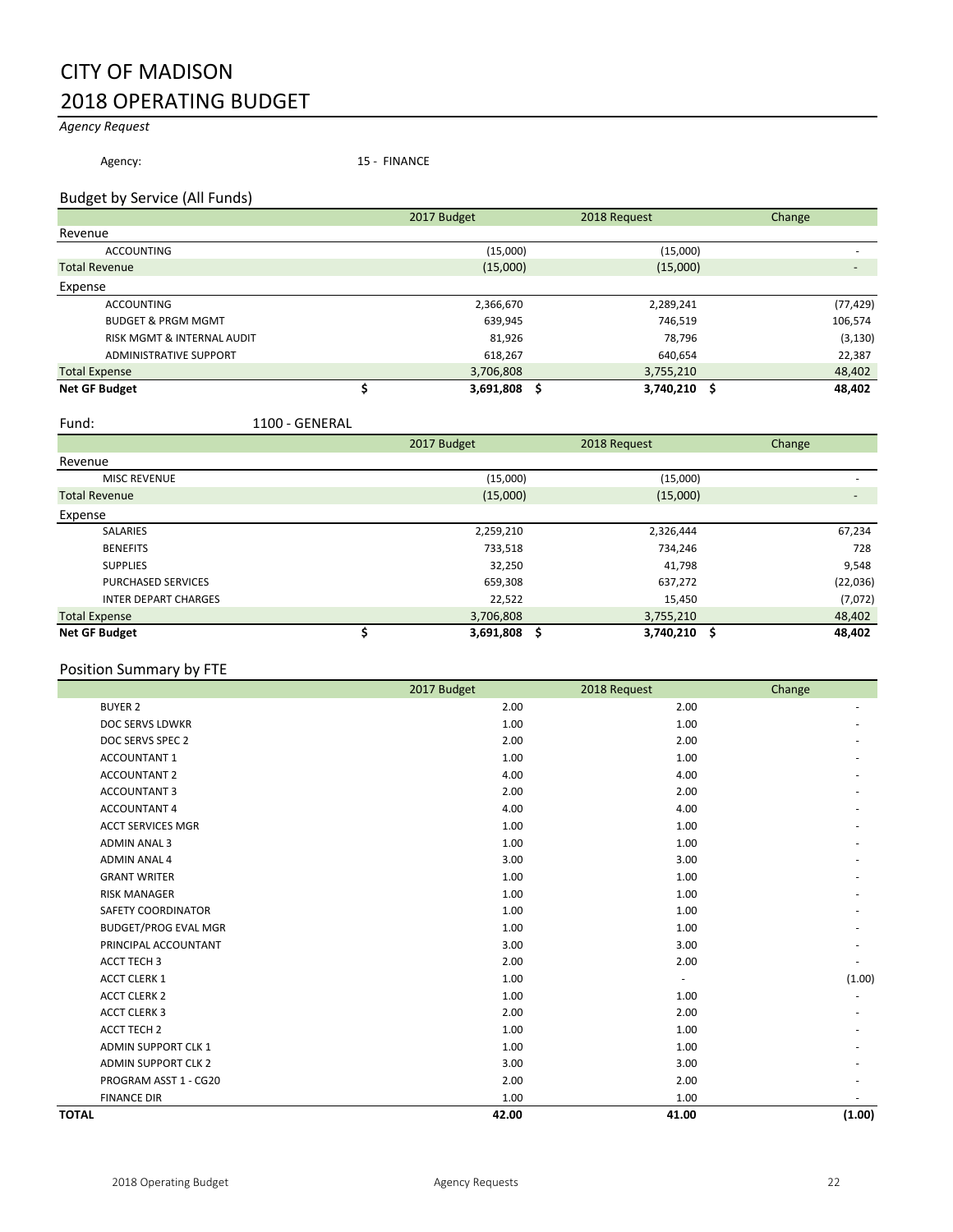# CITY OF MADISON
# 2018 OPERATING BUDGET

*Agency Request*

Agency: 15 - FINANCE

## Budget by Service (All Funds)

| | 2017 Budget | 2018 Request | Change |
|---|---|---|---|
| **Revenue** | | | |
| ACCOUNTING | (15,000) | (15,000) | - |
| Total Revenue | (15,000) | (15,000) | - |
| **Expense** | | | |
| ACCOUNTING | 2,366,670 | 2,289,241 | (77,429) |
| BUDGET & PRGM MGMT | 639,945 | 746,519 | 106,574 |
| RISK MGMT & INTERNAL AUDIT | 81,926 | 78,796 | (3,130) |
| ADMINISTRATIVE SUPPORT | 618,267 | 640,654 | 22,387 |
| Total Expense | 3,706,808 | 3,755,210 | 48,402 |
| **Net GF Budget** | **$ 3,691,808** | **$ 3,740,210** | **$ 48,402** |

Fund: 1100 - GENERAL

| | 2017 Budget | 2018 Request | Change |
|---|---|---|---|
| **Revenue** | | | |
| MISC REVENUE | (15,000) | (15,000) | - |
| Total Revenue | (15,000) | (15,000) | - |
| **Expense** | | | |
| SALARIES | 2,259,210 | 2,326,444 | 67,234 |
| BENEFITS | 733,518 | 734,246 | 728 |
| SUPPLIES | 32,250 | 41,798 | 9,548 |
| PURCHASED SERVICES | 659,308 | 637,272 | (22,036) |
| INTER DEPART CHARGES | 22,522 | 15,450 | (7,072) |
| Total Expense | 3,706,808 | 3,755,210 | 48,402 |
| **Net GF Budget** | **$ 3,691,808** | **$ 3,740,210** | **$ 48,402** |

## Position Summary by FTE

| | 2017 Budget | 2018 Request | Change |
|---|---|---|---|
| BUYER 2 | 2.00 | 2.00 | - |
| DOC SERVS LDWKR | 1.00 | 1.00 | - |
| DOC SERVS SPEC 2 | 2.00 | 2.00 | - |
| ACCOUNTANT 1 | 1.00 | 1.00 | - |
| ACCOUNTANT 2 | 4.00 | 4.00 | - |
| ACCOUNTANT 3 | 2.00 | 2.00 | - |
| ACCOUNTANT 4 | 4.00 | 4.00 | - |
| ACCT SERVICES MGR | 1.00 | 1.00 | - |
| ADMIN ANAL 3 | 1.00 | 1.00 | - |
| ADMIN ANAL 4 | 3.00 | 3.00 | - |
| GRANT WRITER | 1.00 | 1.00 | - |
| RISK MANAGER | 1.00 | 1.00 | - |
| SAFETY COORDINATOR | 1.00 | 1.00 | - |
| BUDGET/PROG EVAL MGR | 1.00 | 1.00 | - |
| PRINCIPAL ACCOUNTANT | 3.00 | 3.00 | - |
| ACCT TECH 3 | 2.00 | 2.00 | - |
| ACCT CLERK 1 | 1.00 | - | (1.00) |
| ACCT CLERK 2 | 1.00 | 1.00 | - |
| ACCT CLERK 3 | 2.00 | 2.00 | - |
| ACCT TECH 2 | 1.00 | 1.00 | - |
| ADMIN SUPPORT CLK 1 | 1.00 | 1.00 | - |
| ADMIN SUPPORT CLK 2 | 3.00 | 3.00 | - |
| PROGRAM ASST 1 - CG20 | 2.00 | 2.00 | - |
| FINANCE DIR | 1.00 | 1.00 | - |
| **TOTAL** | **42.00** | **41.00** | **(1.00)** |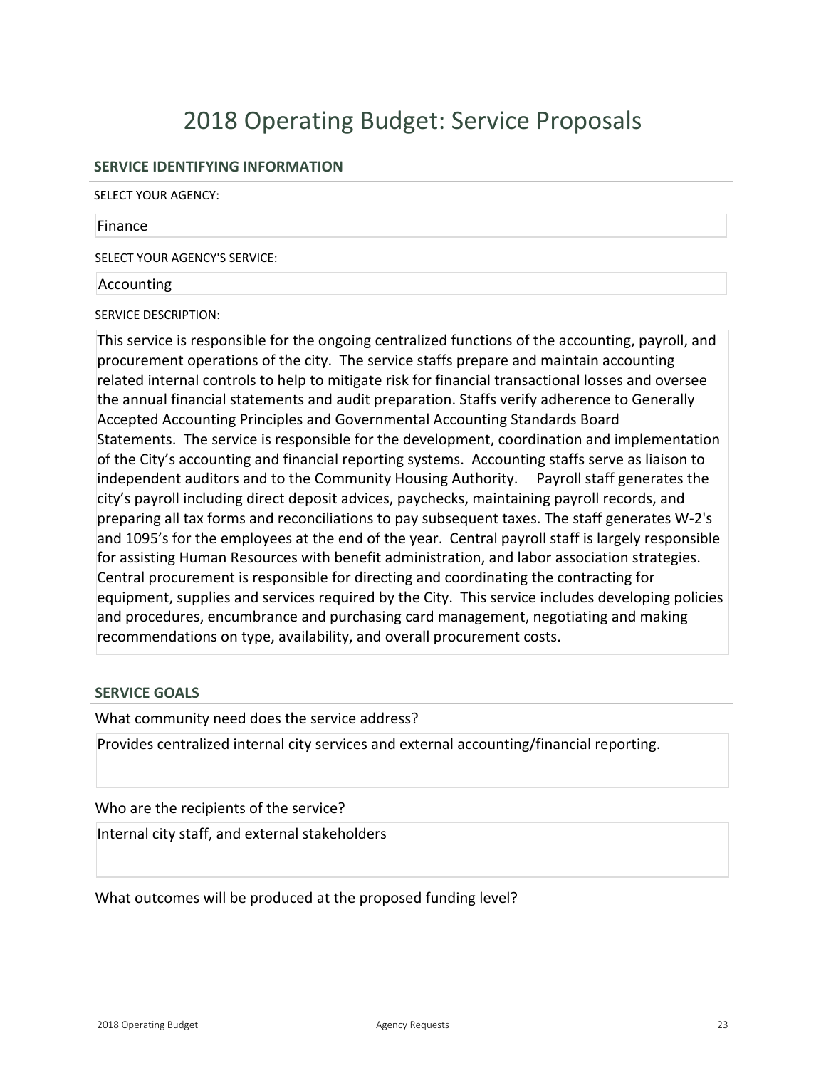# 2018 Operating Budget: Service Proposals

## SERVICE IDENTIFYING INFORMATION

SELECT YOUR AGENCY:

Finance

SELECT YOUR AGENCY'S SERVICE:

Accounting

SERVICE DESCRIPTION:

This service is responsible for the ongoing centralized functions of the accounting, payroll, and procurement operations of the city. The service staffs prepare and maintain accounting related internal controls to help to mitigate risk for financial transactional losses and oversee the annual financial statements and audit preparation. Staffs verify adherence to Generally Accepted Accounting Principles and Governmental Accounting Standards Board Statements. The service is responsible for the development, coordination and implementation of the City's accounting and financial reporting systems. Accounting staffs serve as liaison to independent auditors and to the Community Housing Authority. Payroll staff generates the city's payroll including direct deposit advices, paychecks, maintaining payroll records, and preparing all tax forms and reconciliations to pay subsequent taxes. The staff generates W-2's and 1095's for the employees at the end of the year. Central payroll staff is largely responsible for assisting Human Resources with benefit administration, and labor association strategies. Central procurement is responsible for directing and coordinating the contracting for equipment, supplies and services required by the City. This service includes developing policies and procedures, encumbrance and purchasing card management, negotiating and making recommendations on type, availability, and overall procurement costs.

## SERVICE GOALS

What community need does the service address?

Provides centralized internal city services and external accounting/financial reporting.

Who are the recipients of the service?

Internal city staff, and external stakeholders

What outcomes will be produced at the proposed funding level?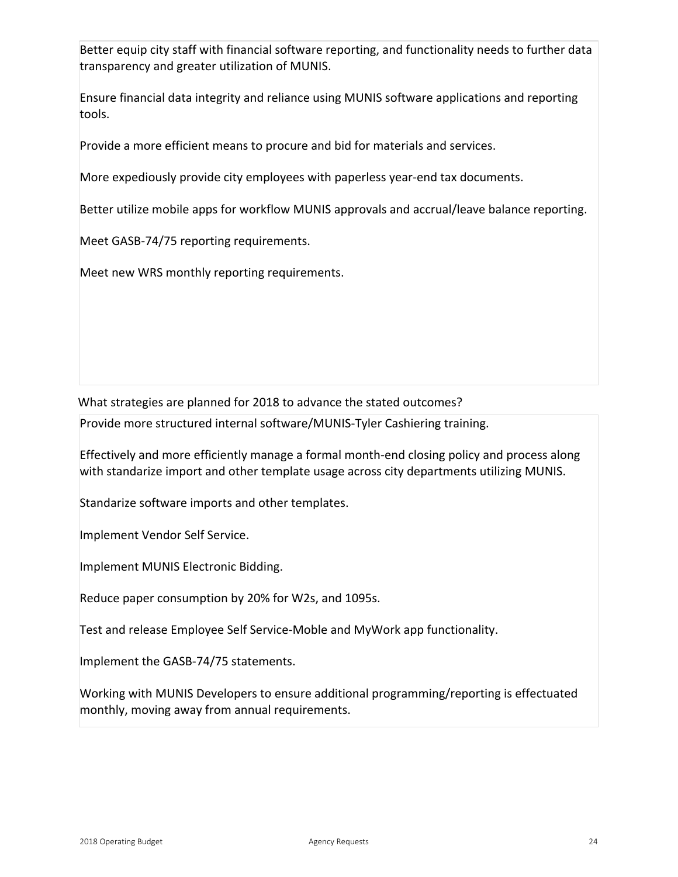Better equip city staff with financial software reporting, and functionality needs to further data transparency and greater utilization of MUNIS.

Ensure financial data integrity and reliance using MUNIS software applications and reporting tools.

Provide a more efficient means to procure and bid for materials and services.

More expediously provide city employees with paperless year-end tax documents.

Better utilize mobile apps for workflow MUNIS approvals and accrual/leave balance reporting.

Meet GASB-74/75 reporting requirements.

Meet new WRS monthly reporting requirements.

What strategies are planned for 2018 to advance the stated outcomes?

Provide more structured internal software/MUNIS-Tyler Cashiering training.

Effectively and more efficiently manage a formal month-end closing policy and process along with standarize import and other template usage across city departments utilizing MUNIS.

Standarize software imports and other templates.

Implement Vendor Self Service.

Implement MUNIS Electronic Bidding.

Reduce paper consumption by 20% for W2s, and 1095s.

Test and release Employee Self Service-Moble and MyWork app functionality.

Implement the GASB-74/75 statements.

Working with MUNIS Developers to ensure additional programming/reporting is effectuated monthly, moving away from annual requirements.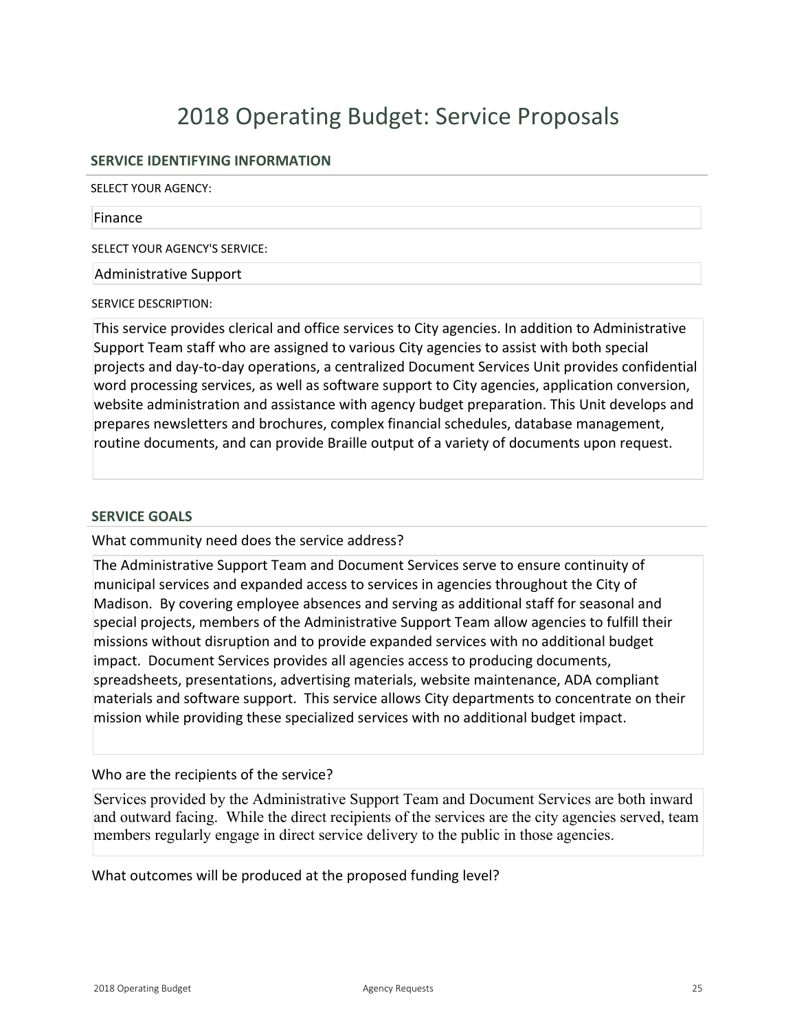# 2018 Operating Budget: Service Proposals

## SERVICE IDENTIFYING INFORMATION

SELECT YOUR AGENCY:

Finance

SELECT YOUR AGENCY'S SERVICE:

Administrative Support

SERVICE DESCRIPTION:

This service provides clerical and office services to City agencies. In addition to Administrative Support Team staff who are assigned to various City agencies to assist with both special projects and day-to-day operations, a centralized Document Services Unit provides confidential word processing services, as well as software support to City agencies, application conversion, website administration and assistance with agency budget preparation. This Unit develops and prepares newsletters and brochures, complex financial schedules, database management, routine documents, and can provide Braille output of a variety of documents upon request.

## SERVICE GOALS

What community need does the service address?

The Administrative Support Team and Document Services serve to ensure continuity of municipal services and expanded access to services in agencies throughout the City of Madison. By covering employee absences and serving as additional staff for seasonal and special projects, members of the Administrative Support Team allow agencies to fulfill their missions without disruption and to provide expanded services with no additional budget impact. Document Services provides all agencies access to producing documents, spreadsheets, presentations, advertising materials, website maintenance, ADA compliant materials and software support. This service allows City departments to concentrate on their mission while providing these specialized services with no additional budget impact.

Who are the recipients of the service?

Services provided by the Administrative Support Team and Document Services are both inward and outward facing. While the direct recipients of the services are the city agencies served, team members regularly engage in direct service delivery to the public in those agencies.

What outcomes will be produced at the proposed funding level?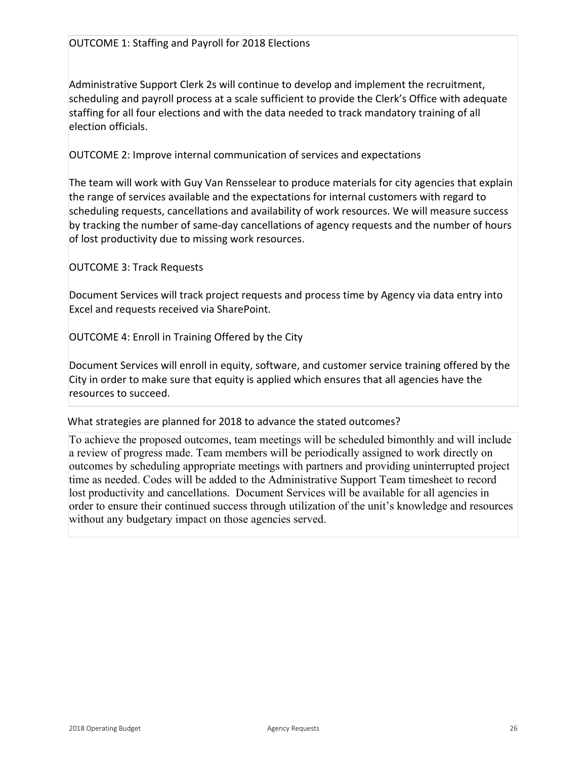OUTCOME 1: Staffing and Payroll for 2018 Elections

Administrative Support Clerk 2s will continue to develop and implement the recruitment, scheduling and payroll process at a scale sufficient to provide the Clerk's Office with adequate staffing for all four elections and with the data needed to track mandatory training of all election officials.

OUTCOME 2: Improve internal communication of services and expectations

The team will work with Guy Van Rensselear to produce materials for city agencies that explain the range of services available and the expectations for internal customers with regard to scheduling requests, cancellations and availability of work resources. We will measure success by tracking the number of same-day cancellations of agency requests and the number of hours of lost productivity due to missing work resources.

OUTCOME 3: Track Requests

Document Services will track project requests and process time by Agency via data entry into Excel and requests received via SharePoint.

OUTCOME 4: Enroll in Training Offered by the City

Document Services will enroll in equity, software, and customer service training offered by the City in order to make sure that equity is applied which ensures that all agencies have the resources to succeed.

What strategies are planned for 2018 to advance the stated outcomes?

To achieve the proposed outcomes, team meetings will be scheduled bimonthly and will include a review of progress made. Team members will be periodically assigned to work directly on outcomes by scheduling appropriate meetings with partners and providing uninterrupted project time as needed. Codes will be added to the Administrative Support Team timesheet to record lost productivity and cancellations. Document Services will be available for all agencies in order to ensure their continued success through utilization of the unit's knowledge and resources without any budgetary impact on those agencies served.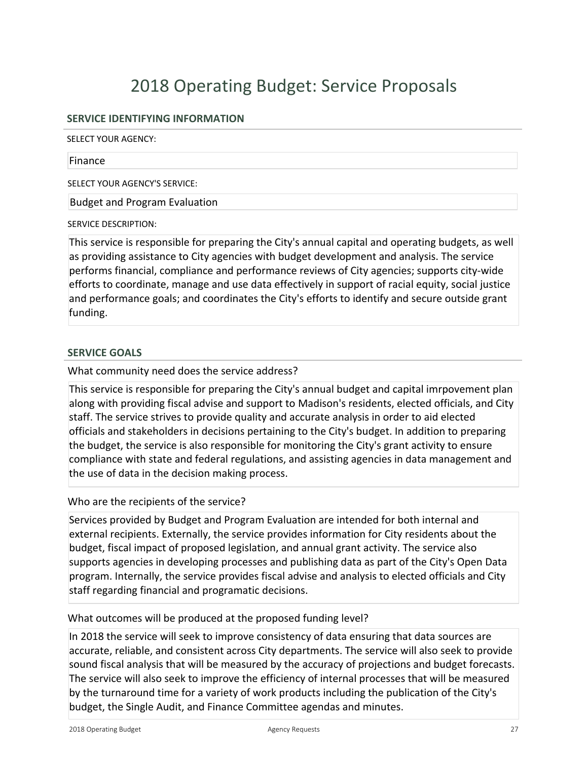# 2018 Operating Budget: Service Proposals

## SERVICE IDENTIFYING INFORMATION

SELECT YOUR AGENCY:

Finance

SELECT YOUR AGENCY'S SERVICE:

Budget and Program Evaluation

SERVICE DESCRIPTION:

This service is responsible for preparing the City's annual capital and operating budgets, as well as providing assistance to City agencies with budget development and analysis. The service performs financial, compliance and performance reviews of City agencies; supports city-wide efforts to coordinate, manage and use data effectively in support of racial equity, social justice and performance goals; and coordinates the City's efforts to identify and secure outside grant funding.

## SERVICE GOALS

What community need does the service address?

This service is responsible for preparing the City's annual budget and capital imrpovement plan along with providing fiscal advise and support to Madison's residents, elected officials, and City staff. The service strives to provide quality and accurate analysis in order to aid elected officials and stakeholders in decisions pertaining to the City's budget. In addition to preparing the budget, the service is also responsible for monitoring the City's grant activity to ensure compliance with state and federal regulations, and assisting agencies in data management and the use of data in the decision making process.

Who are the recipients of the service?

Services provided by Budget and Program Evaluation are intended for both internal and external recipients. Externally, the service provides information for City residents about the budget, fiscal impact of proposed legislation, and annual grant activity. The service also supports agencies in developing processes and publishing data as part of the City's Open Data program. Internally, the service provides fiscal advise and analysis to elected officials and City staff regarding financial and programatic decisions.

What outcomes will be produced at the proposed funding level?

In 2018 the service will seek to improve consistency of data ensuring that data sources are accurate, reliable, and consistent across City departments. The service will also seek to provide sound fiscal analysis that will be measured by the accuracy of projections and budget forecasts. The service will also seek to improve the efficiency of internal processes that will be measured by the turnaround time for a variety of work products including the publication of the City's budget, the Single Audit, and Finance Committee agendas and minutes.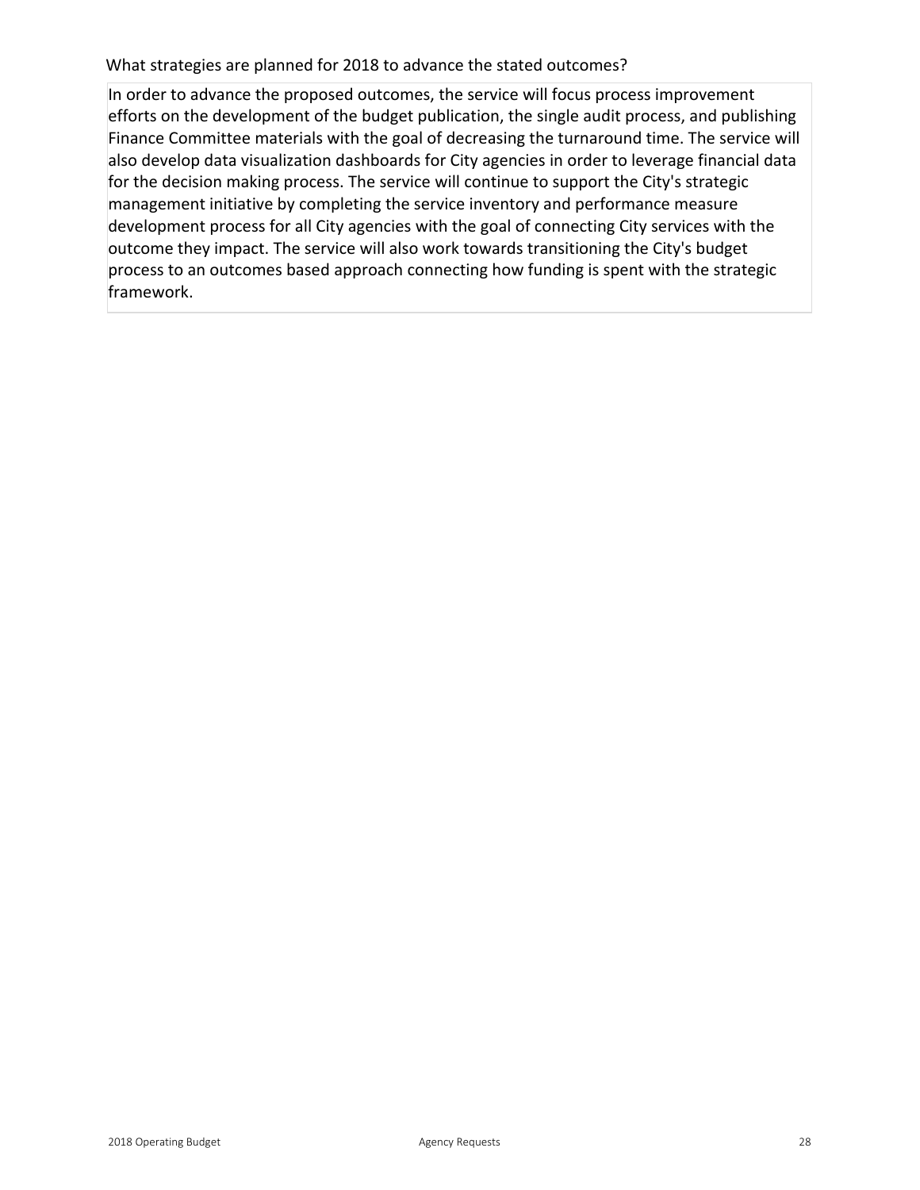What strategies are planned for 2018 to advance the stated outcomes?

In order to advance the proposed outcomes, the service will focus process improvement efforts on the development of the budget publication, the single audit process, and publishing Finance Committee materials with the goal of decreasing the turnaround time. The service will also develop data visualization dashboards for City agencies in order to leverage financial data for the decision making process. The service will continue to support the City's strategic management initiative by completing the service inventory and performance measure development process for all City agencies with the goal of connecting City services with the outcome they impact. The service will also work towards transitioning the City's budget process to an outcomes based approach connecting how funding is spent with the strategic framework.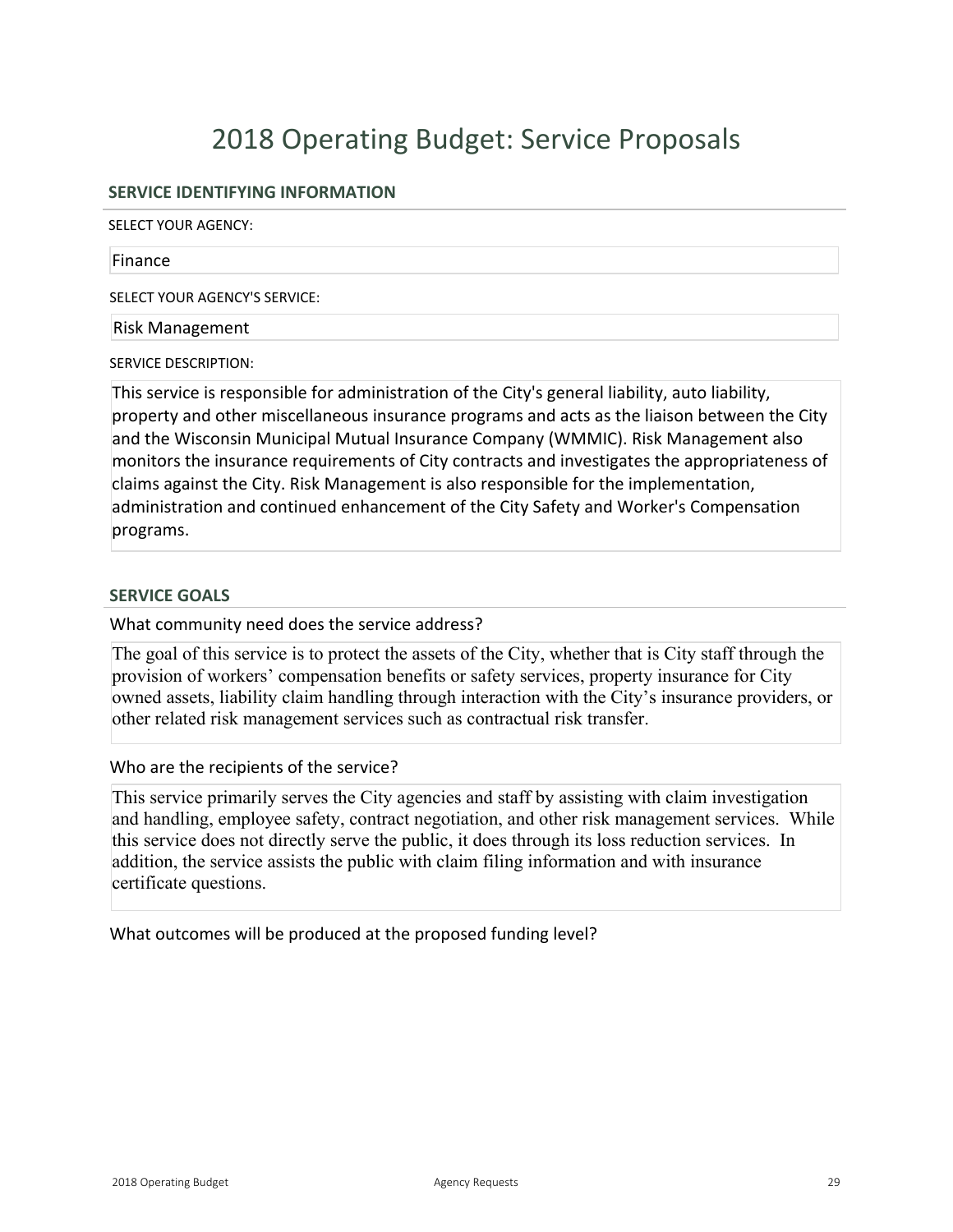# 2018 Operating Budget: Service Proposals

## SERVICE IDENTIFYING INFORMATION

SELECT YOUR AGENCY:

Finance

SELECT YOUR AGENCY'S SERVICE:

Risk Management

SERVICE DESCRIPTION:

This service is responsible for administration of the City's general liability, auto liability, property and other miscellaneous insurance programs and acts as the liaison between the City and the Wisconsin Municipal Mutual Insurance Company (WMMIC). Risk Management also monitors the insurance requirements of City contracts and investigates the appropriateness of claims against the City. Risk Management is also responsible for the implementation, administration and continued enhancement of the City Safety and Worker's Compensation programs.

## SERVICE GOALS

What community need does the service address?

The goal of this service is to protect the assets of the City, whether that is City staff through the provision of workers' compensation benefits or safety services, property insurance for City owned assets, liability claim handling through interaction with the City's insurance providers, or other related risk management services such as contractual risk transfer.

Who are the recipients of the service?

This service primarily serves the City agencies and staff by assisting with claim investigation and handling, employee safety, contract negotiation, and other risk management services. While this service does not directly serve the public, it does through its loss reduction services. In addition, the service assists the public with claim filing information and with insurance certificate questions.

What outcomes will be produced at the proposed funding level?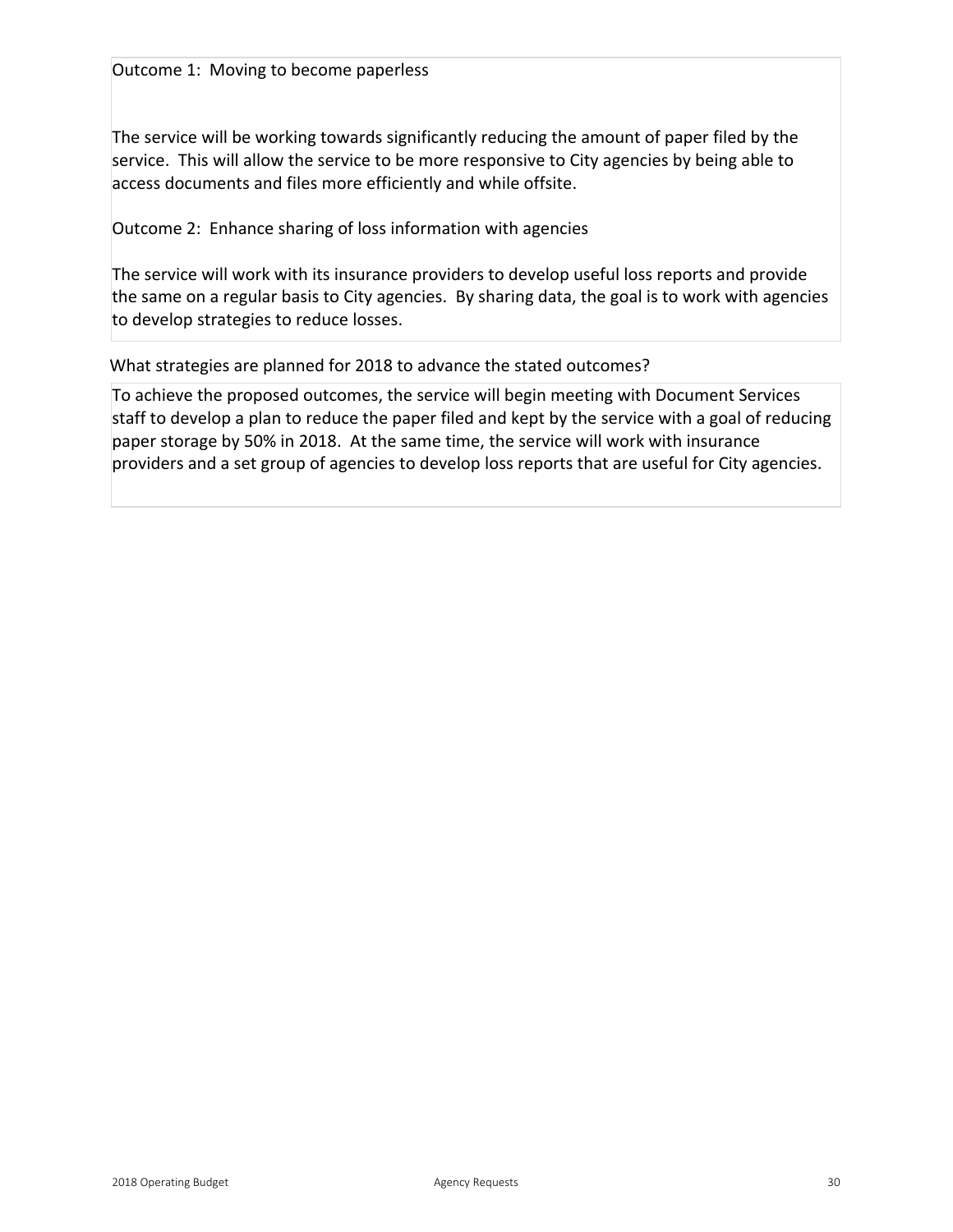Outcome 1: Moving to become paperless

The service will be working towards significantly reducing the amount of paper filed by the service. This will allow the service to be more responsive to City agencies by being able to access documents and files more efficiently and while offsite.

Outcome 2: Enhance sharing of loss information with agencies

The service will work with its insurance providers to develop useful loss reports and provide the same on a regular basis to City agencies. By sharing data, the goal is to work with agencies to develop strategies to reduce losses.

What strategies are planned for 2018 to advance the stated outcomes?

To achieve the proposed outcomes, the service will begin meeting with Document Services staff to develop a plan to reduce the paper filed and kept by the service with a goal of reducing paper storage by 50% in 2018. At the same time, the service will work with insurance providers and a set group of agencies to develop loss reports that are useful for City agencies.